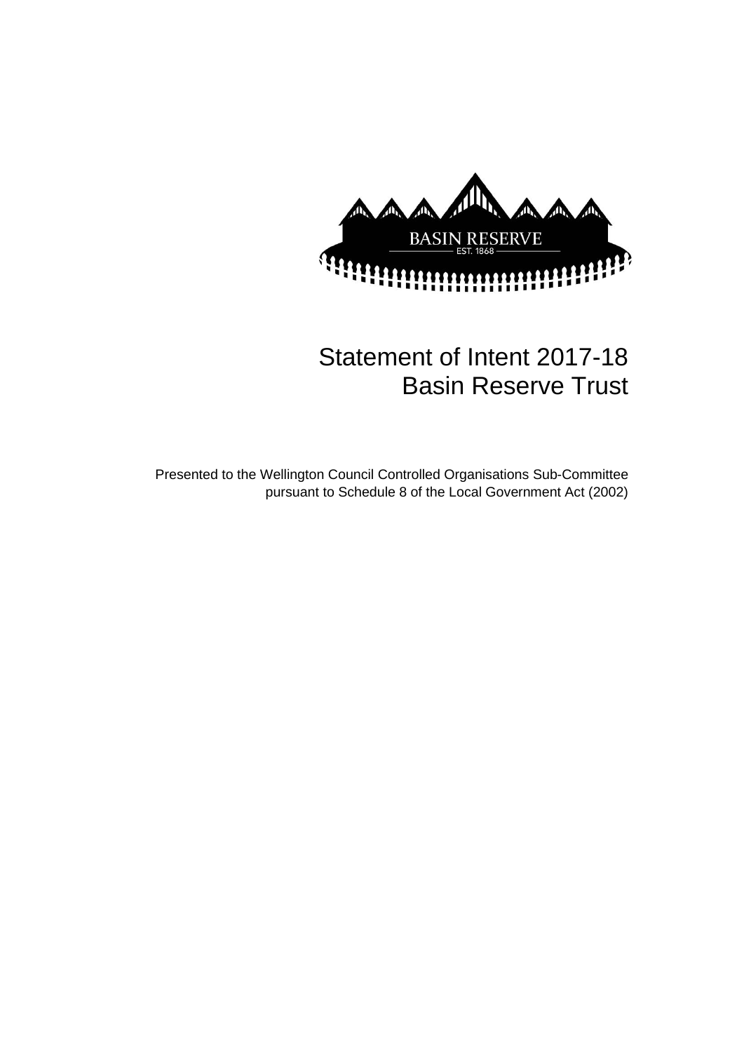BASIN RESERVE

EST. 1868

# Statement of Intent 2017-18
# Basin Reserve Trust

Presented to the Wellington Council Controlled Organisations Sub-Committee pursuant to Schedule 8 of the Local Government Act (2002)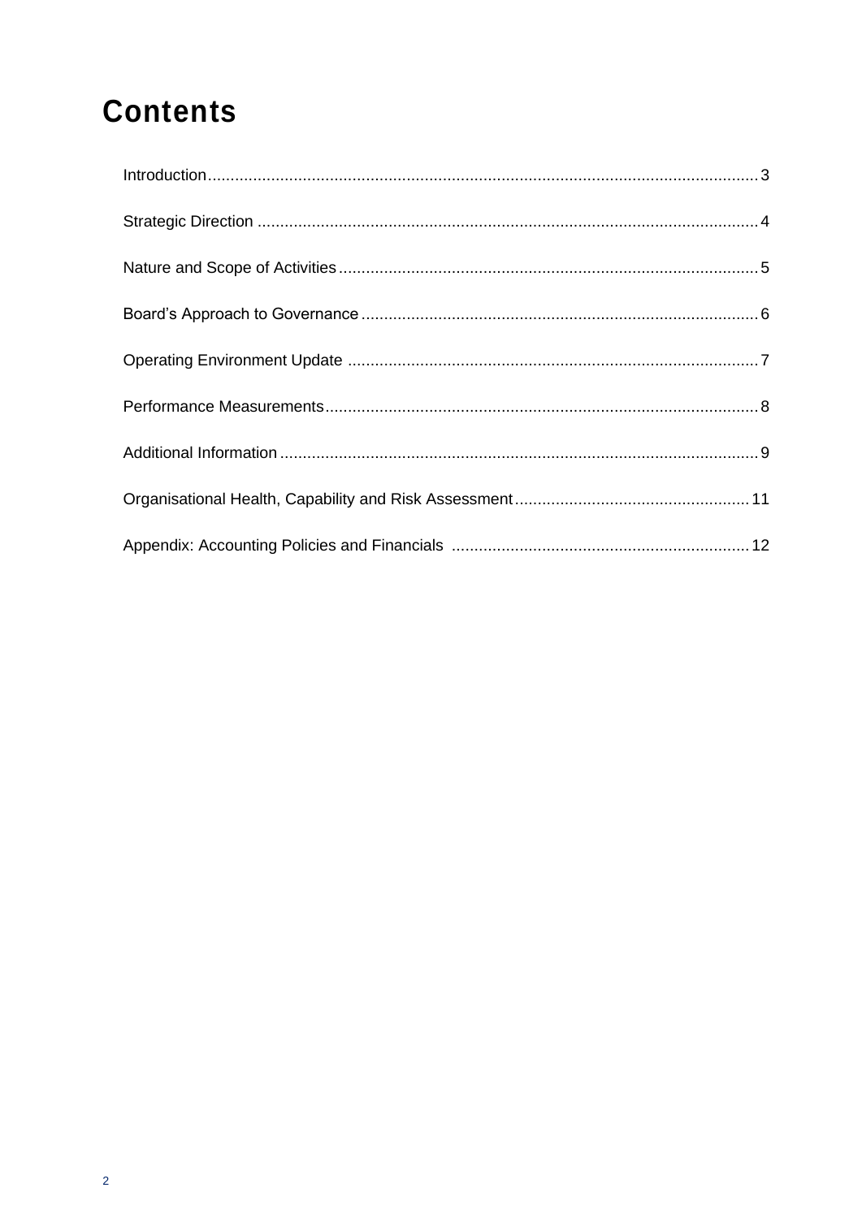# Contents

Introduction........................................................................................................................3

Strategic Direction .............................................................................................................4

Nature and Scope of Activities...........................................................................................5

Board's Approach to Governance.......................................................................................6

Operating Environment Update .........................................................................................7

Performance Measurements..............................................................................................8

Additional Information........................................................................................................9

Organisational Health, Capability and Risk Assessment...................................................11

Appendix: Accounting Policies and Financials ................................................................12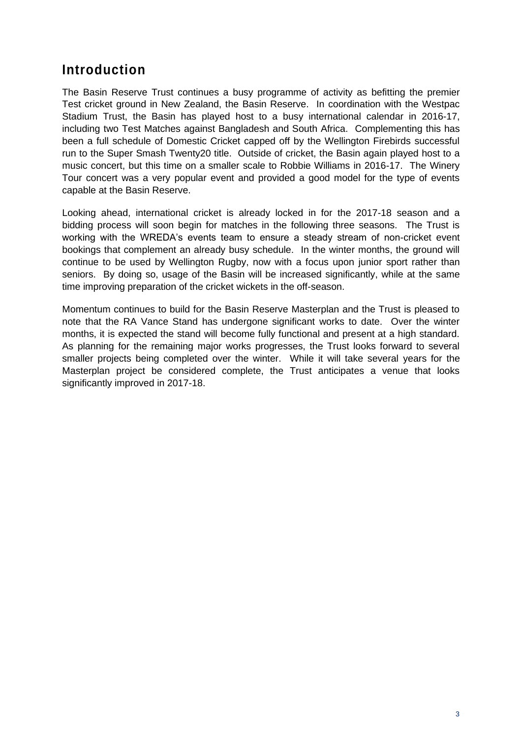## Introduction

The Basin Reserve Trust continues a busy programme of activity as befitting the premier Test cricket ground in New Zealand, the Basin Reserve. In coordination with the Westpac Stadium Trust, the Basin has played host to a busy international calendar in 2016-17, including two Test Matches against Bangladesh and South Africa. Complementing this has been a full schedule of Domestic Cricket capped off by the Wellington Firebirds successful run to the Super Smash Twenty20 title. Outside of cricket, the Basin again played host to a music concert, but this time on a smaller scale to Robbie Williams in 2016-17. The Winery Tour concert was a very popular event and provided a good model for the type of events capable at the Basin Reserve.

Looking ahead, international cricket is already locked in for the 2017-18 season and a bidding process will soon begin for matches in the following three seasons. The Trust is working with the WREDA's events team to ensure a steady stream of non-cricket event bookings that complement an already busy schedule. In the winter months, the ground will continue to be used by Wellington Rugby, now with a focus upon junior sport rather than seniors. By doing so, usage of the Basin will be increased significantly, while at the same time improving preparation of the cricket wickets in the off-season.

Momentum continues to build for the Basin Reserve Masterplan and the Trust is pleased to note that the RA Vance Stand has undergone significant works to date. Over the winter months, it is expected the stand will become fully functional and present at a high standard. As planning for the remaining major works progresses, the Trust looks forward to several smaller projects being completed over the winter. While it will take several years for the Masterplan project be considered complete, the Trust anticipates a venue that looks significantly improved in 2017-18.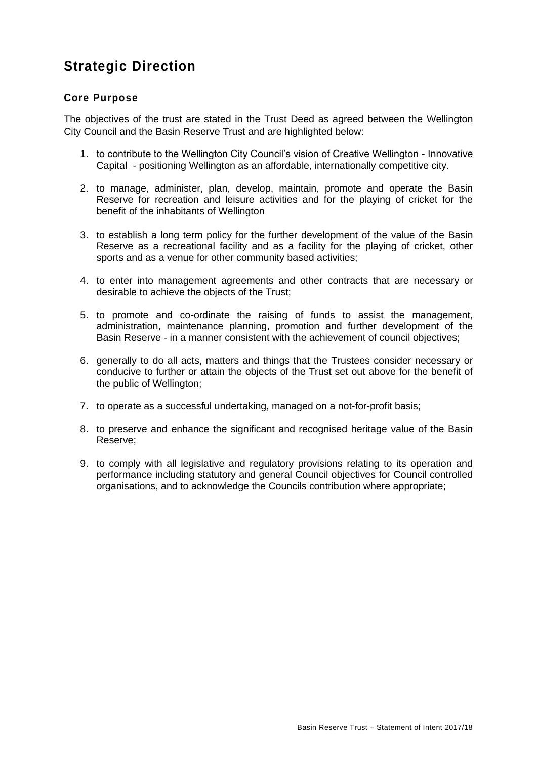## Strategic Direction

### Core Purpose

The objectives of the trust are stated in the Trust Deed as agreed between the Wellington City Council and the Basin Reserve Trust and are highlighted below:

1. to contribute to the Wellington City Council's vision of Creative Wellington - Innovative Capital - positioning Wellington as an affordable, internationally competitive city.
2. to manage, administer, plan, develop, maintain, promote and operate the Basin Reserve for recreation and leisure activities and for the playing of cricket for the benefit of the inhabitants of Wellington
3. to establish a long term policy for the further development of the value of the Basin Reserve as a recreational facility and as a facility for the playing of cricket, other sports and as a venue for other community based activities;
4. to enter into management agreements and other contracts that are necessary or desirable to achieve the objects of the Trust;
5. to promote and co-ordinate the raising of funds to assist the management, administration, maintenance planning, promotion and further development of the Basin Reserve - in a manner consistent with the achievement of council objectives;
6. generally to do all acts, matters and things that the Trustees consider necessary or conducive to further or attain the objects of the Trust set out above for the benefit of the public of Wellington;
7. to operate as a successful undertaking, managed on a not-for-profit basis;
8. to preserve and enhance the significant and recognised heritage value of the Basin Reserve;
9. to comply with all legislative and regulatory provisions relating to its operation and performance including statutory and general Council objectives for Council controlled organisations, and to acknowledge the Councils contribution where appropriate;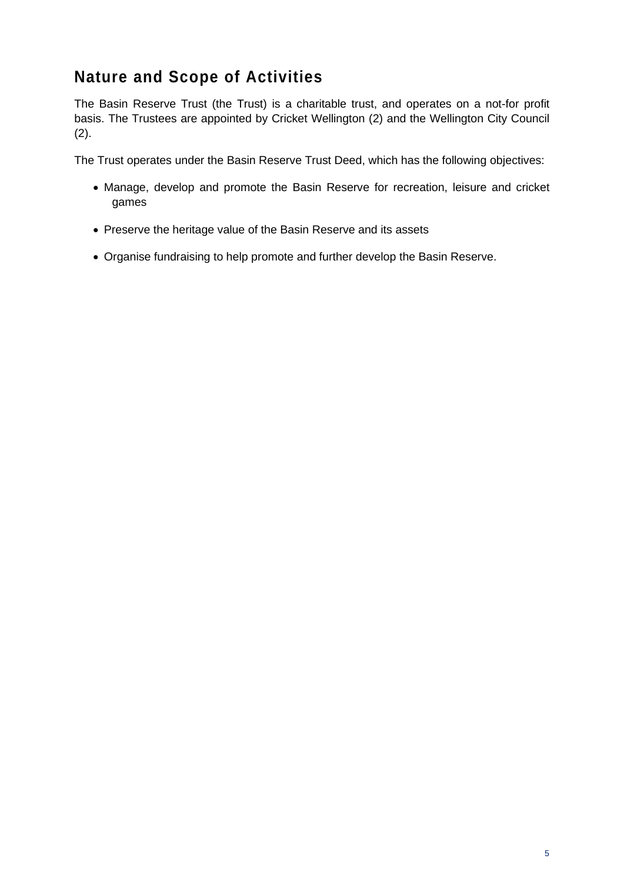## Nature and Scope of Activities

The Basin Reserve Trust (the Trust) is a charitable trust, and operates on a not-for profit basis. The Trustees are appointed by Cricket Wellington (2) and the Wellington City Council (2).

The Trust operates under the Basin Reserve Trust Deed, which has the following objectives:

- Manage, develop and promote the Basin Reserve for recreation, leisure and cricket games
- Preserve the heritage value of the Basin Reserve and its assets
- Organise fundraising to help promote and further develop the Basin Reserve.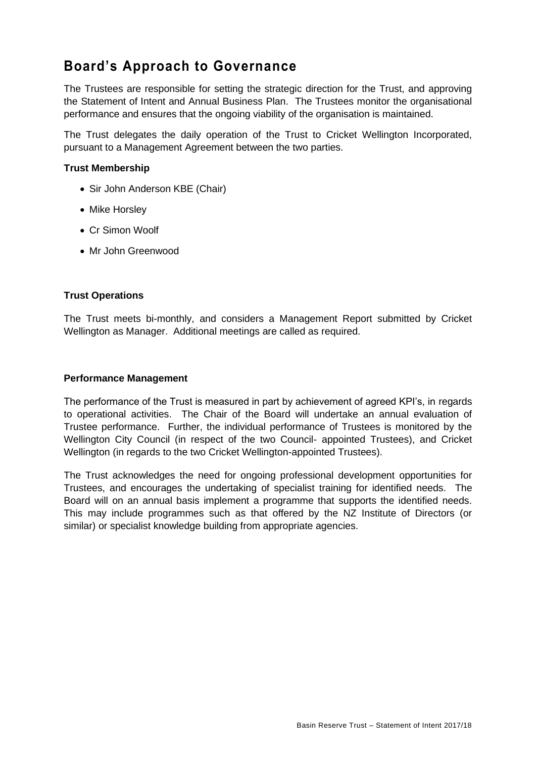## Board's Approach to Governance

The Trustees are responsible for setting the strategic direction for the Trust, and approving the Statement of Intent and Annual Business Plan. The Trustees monitor the organisational performance and ensures that the ongoing viability of the organisation is maintained.

The Trust delegates the daily operation of the Trust to Cricket Wellington Incorporated, pursuant to a Management Agreement between the two parties.

**Trust Membership**

- Sir John Anderson KBE (Chair)
- Mike Horsley
- Cr Simon Woolf
- Mr John Greenwood

**Trust Operations**

The Trust meets bi-monthly, and considers a Management Report submitted by Cricket Wellington as Manager. Additional meetings are called as required.

**Performance Management**

The performance of the Trust is measured in part by achievement of agreed KPI's, in regards to operational activities. The Chair of the Board will undertake an annual evaluation of Trustee performance. Further, the individual performance of Trustees is monitored by the Wellington City Council (in respect of the two Council- appointed Trustees), and Cricket Wellington (in regards to the two Cricket Wellington-appointed Trustees).

The Trust acknowledges the need for ongoing professional development opportunities for Trustees, and encourages the undertaking of specialist training for identified needs. The Board will on an annual basis implement a programme that supports the identified needs. This may include programmes such as that offered by the NZ Institute of Directors (or similar) or specialist knowledge building from appropriate agencies.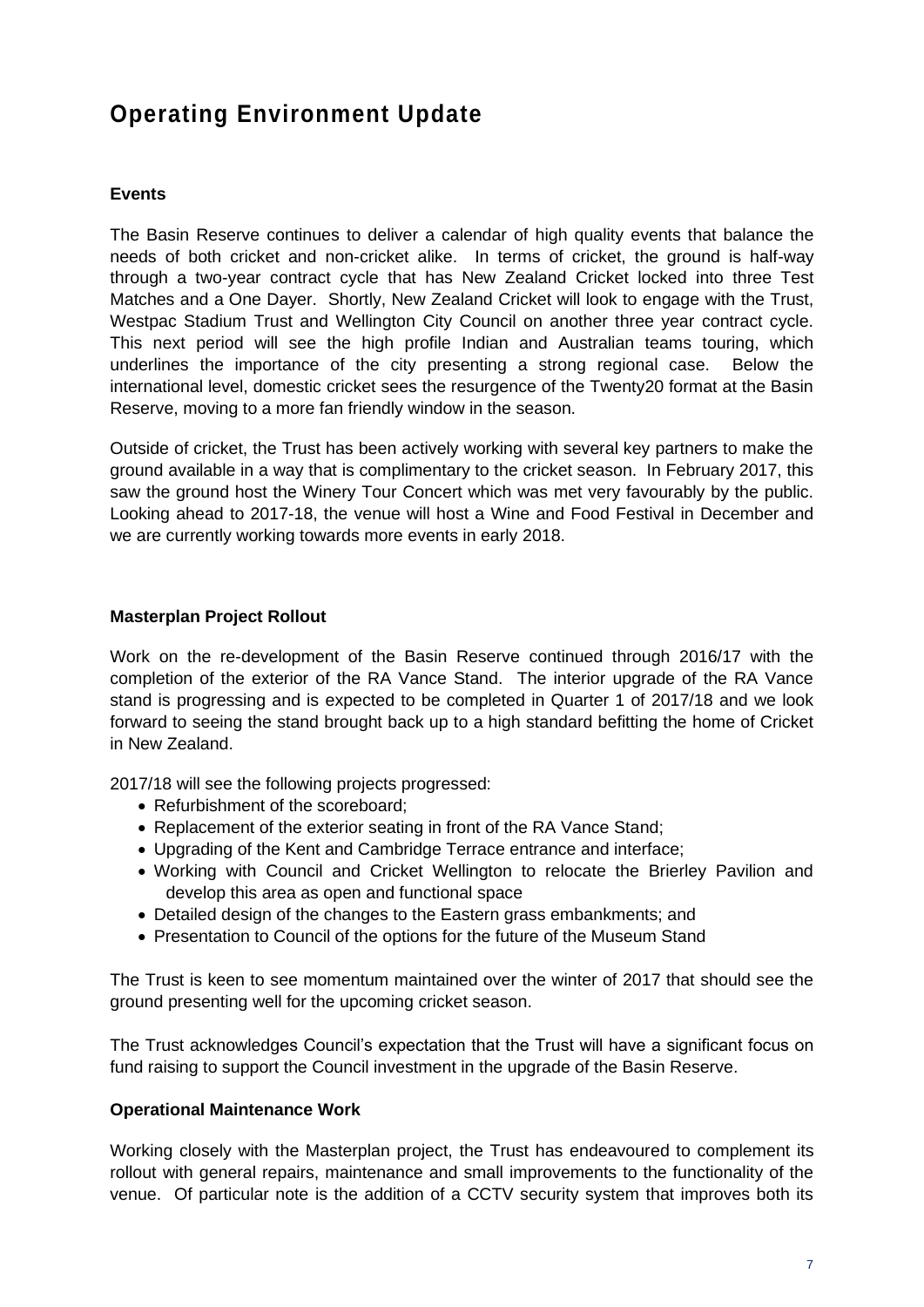# Operating Environment Update

**Events**

The Basin Reserve continues to deliver a calendar of high quality events that balance the needs of both cricket and non-cricket alike. In terms of cricket, the ground is half-way through a two-year contract cycle that has New Zealand Cricket locked into three Test Matches and a One Dayer. Shortly, New Zealand Cricket will look to engage with the Trust, Westpac Stadium Trust and Wellington City Council on another three year contract cycle. This next period will see the high profile Indian and Australian teams touring, which underlines the importance of the city presenting a strong regional case. Below the international level, domestic cricket sees the resurgence of the Twenty20 format at the Basin Reserve, moving to a more fan friendly window in the season.

Outside of cricket, the Trust has been actively working with several key partners to make the ground available in a way that is complimentary to the cricket season. In February 2017, this saw the ground host the Winery Tour Concert which was met very favourably by the public. Looking ahead to 2017-18, the venue will host a Wine and Food Festival in December and we are currently working towards more events in early 2018.

**Masterplan Project Rollout**

Work on the re-development of the Basin Reserve continued through 2016/17 with the completion of the exterior of the RA Vance Stand. The interior upgrade of the RA Vance stand is progressing and is expected to be completed in Quarter 1 of 2017/18 and we look forward to seeing the stand brought back up to a high standard befitting the home of Cricket in New Zealand.

2017/18 will see the following projects progressed:

- Refurbishment of the scoreboard;
- Replacement of the exterior seating in front of the RA Vance Stand;
- Upgrading of the Kent and Cambridge Terrace entrance and interface;
- Working with Council and Cricket Wellington to relocate the Brierley Pavilion and develop this area as open and functional space
- Detailed design of the changes to the Eastern grass embankments; and
- Presentation to Council of the options for the future of the Museum Stand

The Trust is keen to see momentum maintained over the winter of 2017 that should see the ground presenting well for the upcoming cricket season.

The Trust acknowledges Council's expectation that the Trust will have a significant focus on fund raising to support the Council investment in the upgrade of the Basin Reserve.

**Operational Maintenance Work**

Working closely with the Masterplan project, the Trust has endeavoured to complement its rollout with general repairs, maintenance and small improvements to the functionality of the venue. Of particular note is the addition of a CCTV security system that improves both its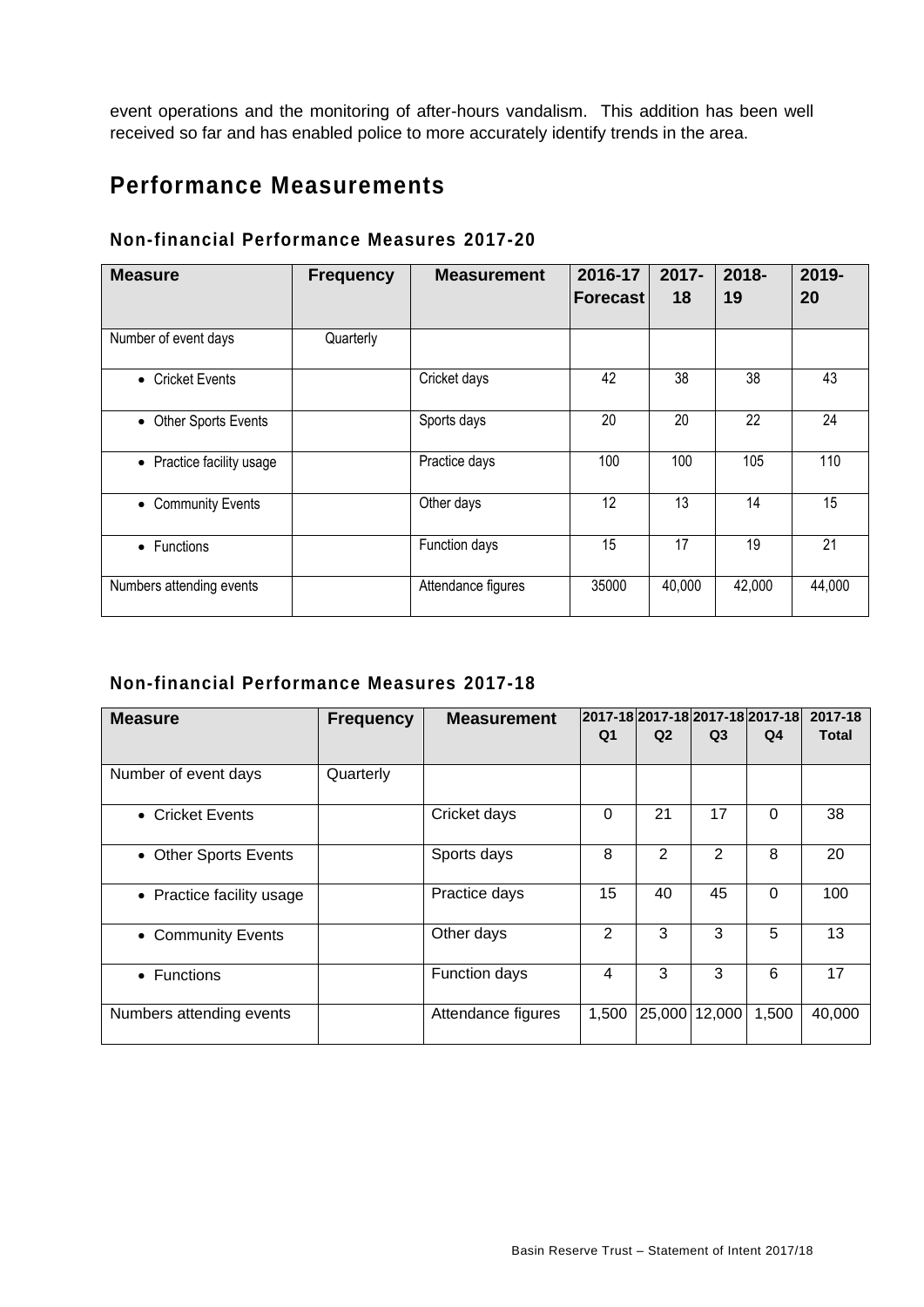event operations and the monitoring of after-hours vandalism. This addition has been well received so far and has enabled police to more accurately identify trends in the area.

## Performance Measurements

### Non-financial Performance Measures 2017-20

| Measure | Frequency | Measurement | 2016-17 Forecast | 2017-18 | 2018-19 | 2019-20 |
|---|---|---|---|---|---|---|
| Number of event days | Quarterly | | | | | |
| • Cricket Events | | Cricket days | 42 | 38 | 38 | 43 |
| • Other Sports Events | | Sports days | 20 | 20 | 22 | 24 |
| • Practice facility usage | | Practice days | 100 | 100 | 105 | 110 |
| • Community Events | | Other days | 12 | 13 | 14 | 15 |
| • Functions | | Function days | 15 | 17 | 19 | 21 |
| Numbers attending events | | Attendance figures | 35000 | 40,000 | 42,000 | 44,000 |

### Non-financial Performance Measures 2017-18

| Measure | Frequency | Measurement | 2017-18 Q1 | 2017-18 Q2 | 2017-18 Q3 | 2017-18 Q4 | 2017-18 Total |
|---|---|---|---|---|---|---|---|
| Number of event days | Quarterly | | | | | | |
| • Cricket Events | | Cricket days | 0 | 21 | 17 | 0 | 38 |
| • Other Sports Events | | Sports days | 8 | 2 | 2 | 8 | 20 |
| • Practice facility usage | | Practice days | 15 | 40 | 45 | 0 | 100 |
| • Community Events | | Other days | 2 | 3 | 3 | 5 | 13 |
| • Functions | | Function days | 4 | 3 | 3 | 6 | 17 |
| Numbers attending events | | Attendance figures | 1,500 | 25,000 | 12,000 | 1,500 | 40,000 |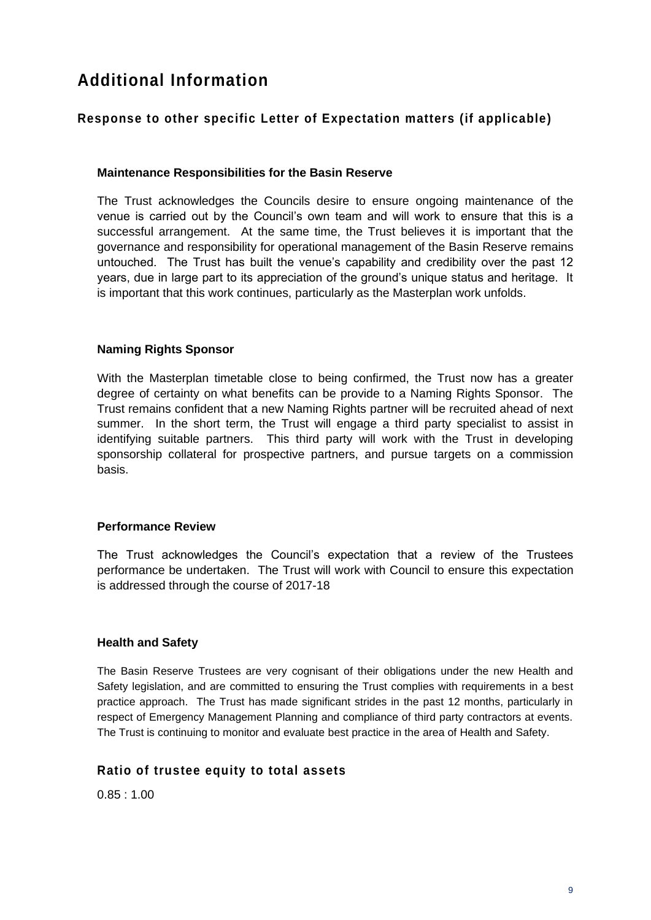# Additional Information

## Response to other specific Letter of Expectation matters (if applicable)

### Maintenance Responsibilities for the Basin Reserve

The Trust acknowledges the Councils desire to ensure ongoing maintenance of the venue is carried out by the Council's own team and will work to ensure that this is a successful arrangement. At the same time, the Trust believes it is important that the governance and responsibility for operational management of the Basin Reserve remains untouched. The Trust has built the venue's capability and credibility over the past 12 years, due in large part to its appreciation of the ground's unique status and heritage. It is important that this work continues, particularly as the Masterplan work unfolds.

### Naming Rights Sponsor

With the Masterplan timetable close to being confirmed, the Trust now has a greater degree of certainty on what benefits can be provide to a Naming Rights Sponsor. The Trust remains confident that a new Naming Rights partner will be recruited ahead of next summer. In the short term, the Trust will engage a third party specialist to assist in identifying suitable partners. This third party will work with the Trust in developing sponsorship collateral for prospective partners, and pursue targets on a commission basis.

### Performance Review

The Trust acknowledges the Council's expectation that a review of the Trustees performance be undertaken. The Trust will work with Council to ensure this expectation is addressed through the course of 2017-18

### Health and Safety

The Basin Reserve Trustees are very cognisant of their obligations under the new Health and Safety legislation, and are committed to ensuring the Trust complies with requirements in a best practice approach. The Trust has made significant strides in the past 12 months, particularly in respect of Emergency Management Planning and compliance of third party contractors at events. The Trust is continuing to monitor and evaluate best practice in the area of Health and Safety.

## Ratio of trustee equity to total assets

0.85 : 1.00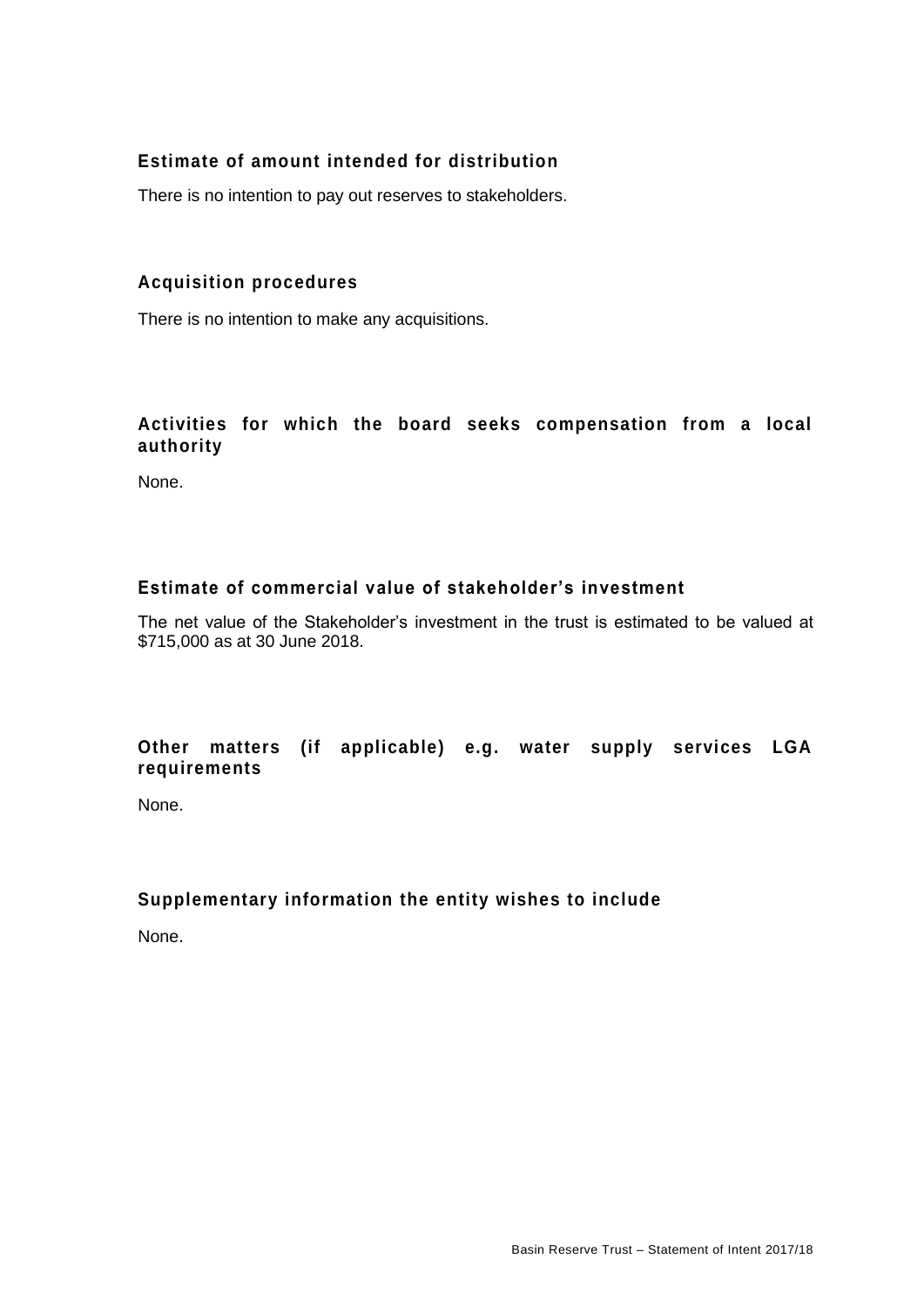### Estimate of amount intended for distribution

There is no intention to pay out reserves to stakeholders.

### Acquisition procedures

There is no intention to make any acquisitions.

### Activities for which the board seeks compensation from a local authority

None.

### Estimate of commercial value of stakeholder's investment

The net value of the Stakeholder's investment in the trust is estimated to be valued at $715,000 as at 30 June 2018.

### Other matters (if applicable) e.g. water supply services LGA requirements

None.

### Supplementary information the entity wishes to include

None.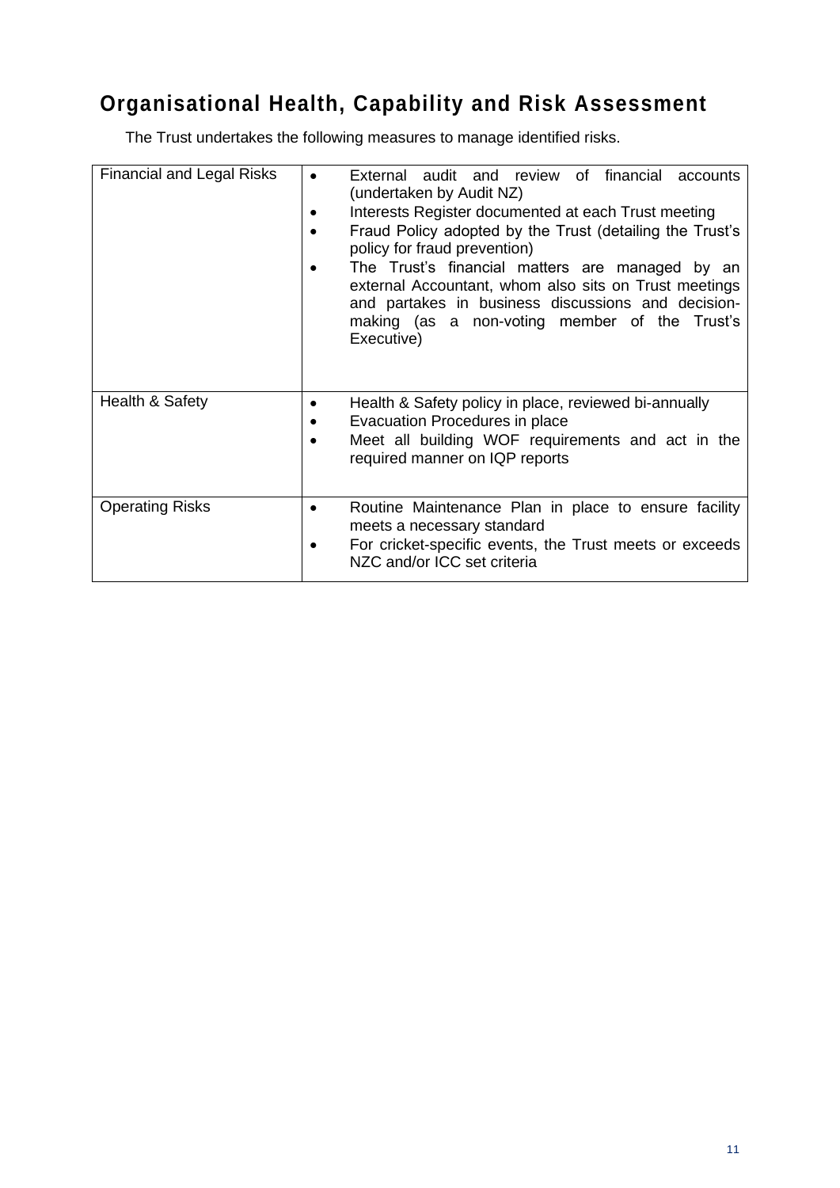## Organisational Health, Capability and Risk Assessment

The Trust undertakes the following measures to manage identified risks.

| | |
|---|---|
| Financial and Legal Risks | • External audit and review of financial accounts (undertaken by Audit NZ)<br>• Interests Register documented at each Trust meeting<br>• Fraud Policy adopted by the Trust (detailing the Trust's policy for fraud prevention)<br>• The Trust's financial matters are managed by an external Accountant, whom also sits on Trust meetings and partakes in business discussions and decision-making (as a non-voting member of the Trust's Executive) |
| Health & Safety | • Health & Safety policy in place, reviewed bi-annually<br>• Evacuation Procedures in place<br>• Meet all building WOF requirements and act in the required manner on IQP reports |
| Operating Risks | • Routine Maintenance Plan in place to ensure facility meets a necessary standard<br>• For cricket-specific events, the Trust meets or exceeds NZC and/or ICC set criteria |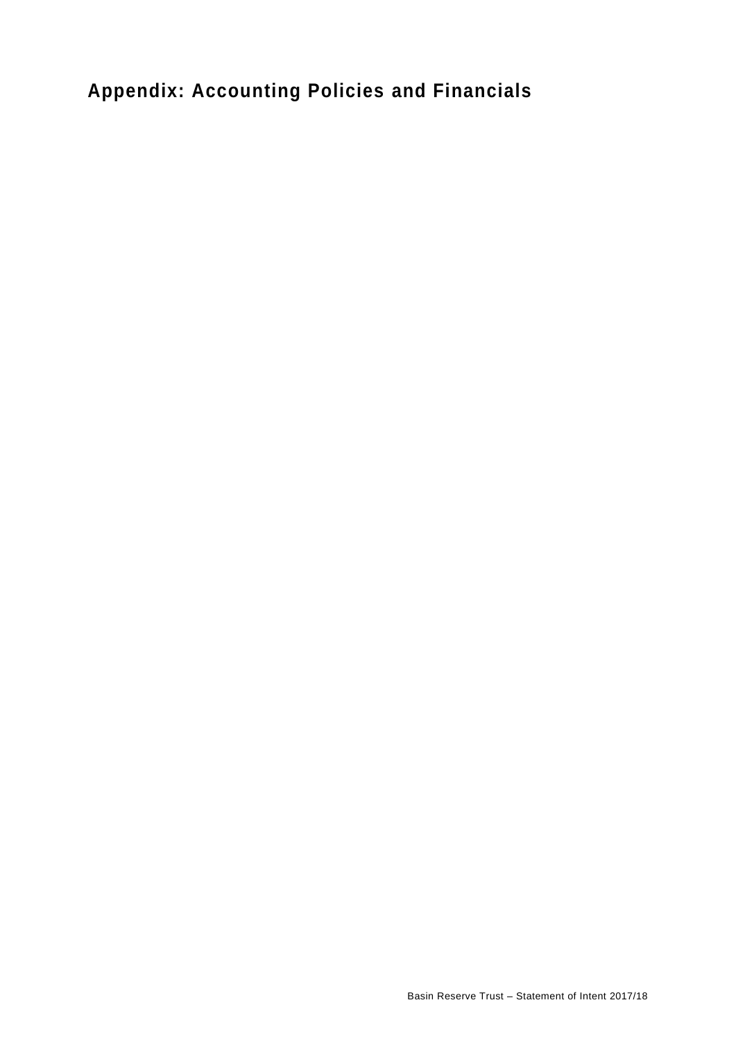# Appendix: Accounting Policies and Financials